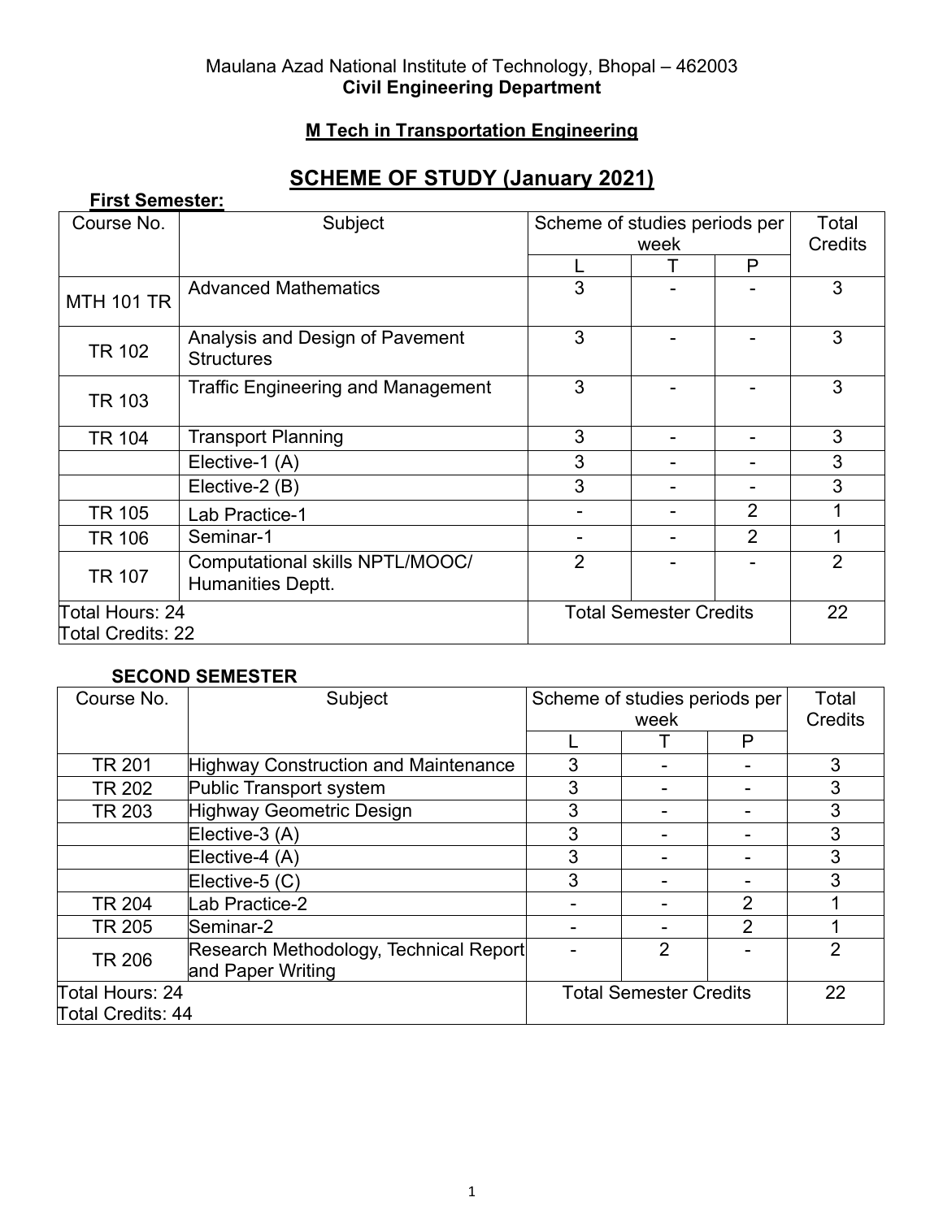Maulana Azad National Institute of Technology, Bhopal – 462003
**Civil Engineering Department**

**M Tech in Transportation Engineering**

# SCHEME OF STUDY (January 2021)

**First Semester:**

| Course No. | Subject | Scheme of studies periods per week | | | Total Credits |
|---|---|---|---|---|---|
| | | L | T | P | |
| MTH 101 TR | Advanced Mathematics | 3 | - | - | 3 |
| TR 102 | Analysis and Design of Pavement Structures | 3 | - | - | 3 |
| TR 103 | Traffic Engineering and Management | 3 | - | - | 3 |
| TR 104 | Transport Planning | 3 | - | - | 3 |
| | Elective-1 (A) | 3 | - | - | 3 |
| | Elective-2 (B) | 3 | - | - | 3 |
| TR 105 | Lab Practice-1 | - | - | 2 | 1 |
| TR 106 | Seminar-1 | - | - | 2 | 1 |
| TR 107 | Computational skills NPTL/MOOC/ Humanities Deptt. | 2 | - | - | 2 |
| Total Hours: 24<br>Total Credits: 22 | | Total Semester Credits | | | 22 |

**SECOND SEMESTER**

| Course No. | Subject | Scheme of studies periods per week | | | Total Credits |
|---|---|---|---|---|---|
| | | L | T | P | |
| TR 201 | Highway Construction and Maintenance | 3 | - | - | 3 |
| TR 202 | Public Transport system | 3 | - | - | 3 |
| TR 203 | Highway Geometric Design | 3 | - | - | 3 |
| | Elective-3 (A) | 3 | - | - | 3 |
| | Elective-4 (A) | 3 | - | - | 3 |
| | Elective-5 (C) | 3 | - | - | 3 |
| TR 204 | Lab Practice-2 | - | - | 2 | 1 |
| TR 205 | Seminar-2 | - | - | 2 | 1 |
| TR 206 | Research Methodology, Technical Report and Paper Writing | - | 2 | - | 2 |
| Total Hours: 24<br>Total Credits: 44 | | Total Semester Credits | | | 22 |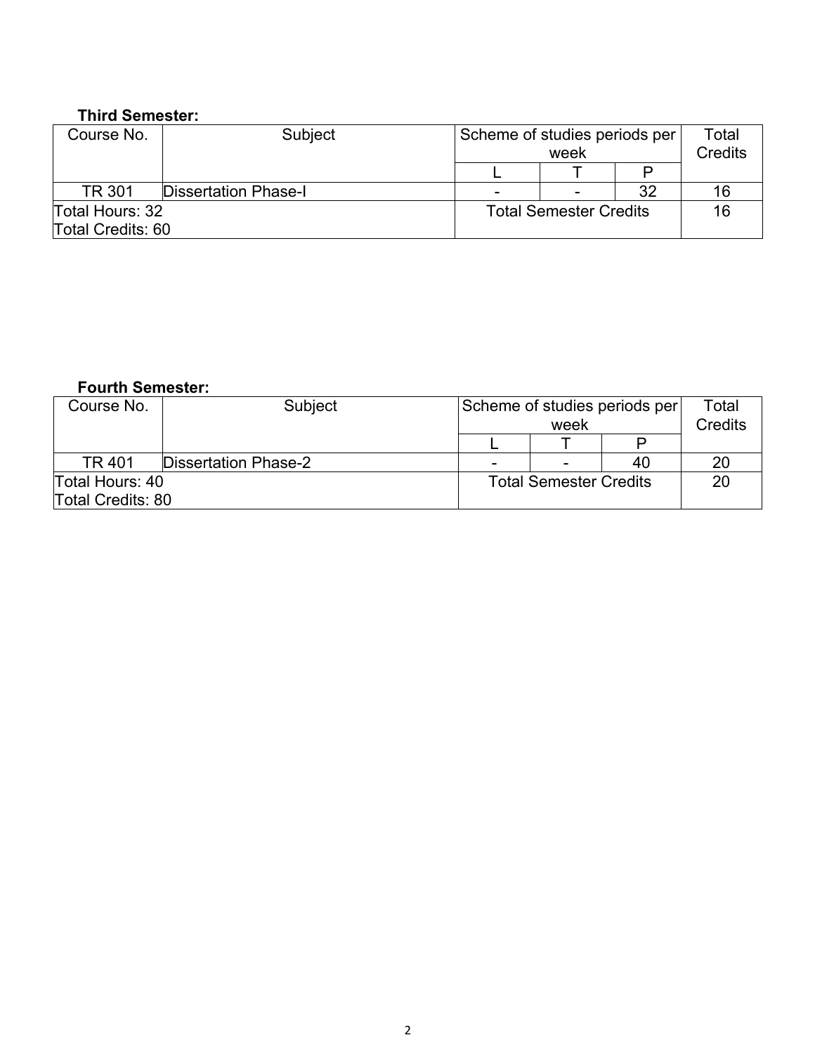**Third Semester:**

| Course No. | Subject | Scheme of studies periods per week | | | Total Credits |
|---|---|---|---|---|---|
| | | L | T | P | |
| TR 301 | Dissertation Phase-I | - | - | 32 | 16 |
| Total Hours: 32<br>Total Credits: 60 | | Total Semester Credits | | | 16 |

**Fourth Semester:**

| Course No. | Subject | Scheme of studies periods per week | | | Total Credits |
|---|---|---|---|---|---|
| | | L | T | P | |
| TR 401 | Dissertation Phase-2 | - | - | 40 | 20 |
| Total Hours: 40<br>Total Credits: 80 | | Total Semester Credits | | | 20 |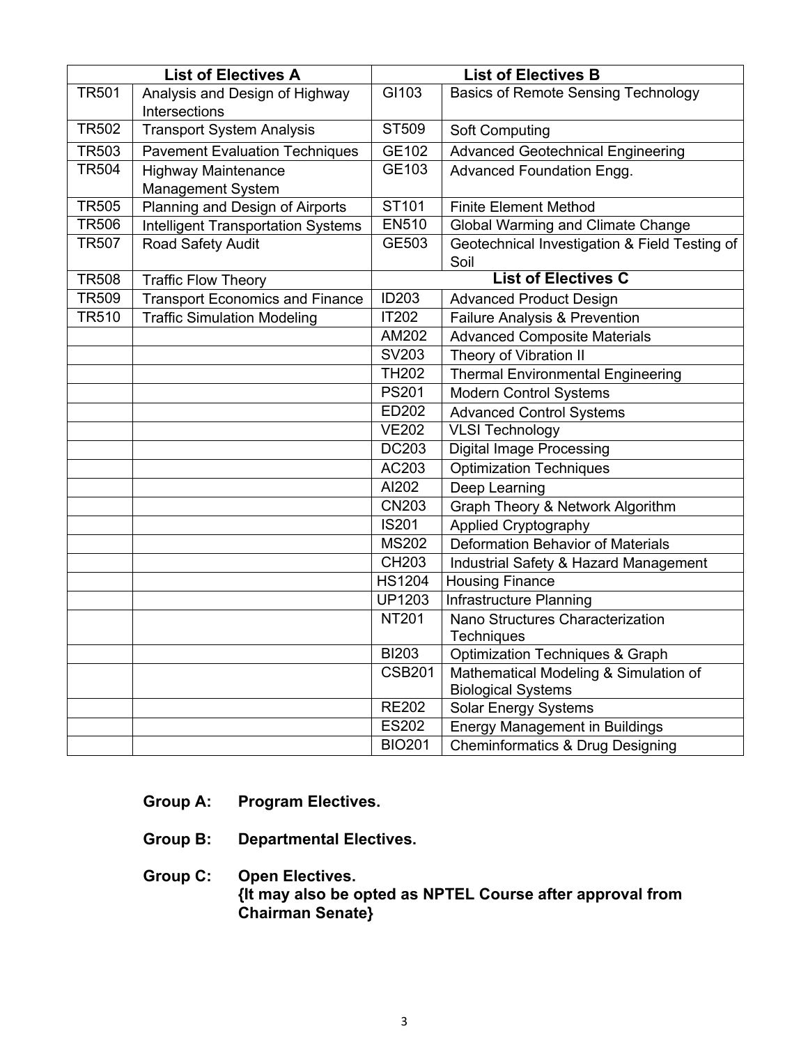| List of Electives A | | List of Electives B | |
|---|---|---|---|
| TR501 | Analysis and Design of Highway Intersections | GI103 | Basics of Remote Sensing Technology |
| TR502 | Transport System Analysis | ST509 | Soft Computing |
| TR503 | Pavement Evaluation Techniques | GE102 | Advanced Geotechnical Engineering |
| TR504 | Highway Maintenance Management System | GE103 | Advanced Foundation Engg. |
| TR505 | Planning and Design of Airports | ST101 | Finite Element Method |
| TR506 | Intelligent Transportation Systems | EN510 | Global Warming and Climate Change |
| TR507 | Road Safety Audit | GE503 | Geotechnical Investigation & Field Testing of Soil |
| TR508 | Traffic Flow Theory | **List of Electives C** | |
| TR509 | Transport Economics and Finance | ID203 | Advanced Product Design |
| TR510 | Traffic Simulation Modeling | IT202 | Failure Analysis & Prevention |
| | | AM202 | Advanced Composite Materials |
| | | SV203 | Theory of Vibration II |
| | | TH202 | Thermal Environmental Engineering |
| | | PS201 | Modern Control Systems |
| | | ED202 | Advanced Control Systems |
| | | VE202 | VLSI Technology |
| | | DC203 | Digital Image Processing |
| | | AC203 | Optimization Techniques |
| | | AI202 | Deep Learning |
| | | CN203 | Graph Theory & Network Algorithm |
| | | IS201 | Applied Cryptography |
| | | MS202 | Deformation Behavior of Materials |
| | | CH203 | Industrial Safety & Hazard Management |
| | | HS1204 | Housing Finance |
| | | UP1203 | Infrastructure Planning |
| | | NT201 | Nano Structures Characterization Techniques |
| | | BI203 | Optimization Techniques & Graph |
| | | CSB201 | Mathematical Modeling & Simulation of Biological Systems |
| | | RE202 | Solar Energy Systems |
| | | ES202 | Energy Management in Buildings |
| | | BIO201 | Cheminformatics & Drug Designing |

**Group A: Program Electives.**

**Group B: Departmental Electives.**

**Group C: Open Electives.**
**{It may also be opted as NPTEL Course after approval from Chairman Senate}**